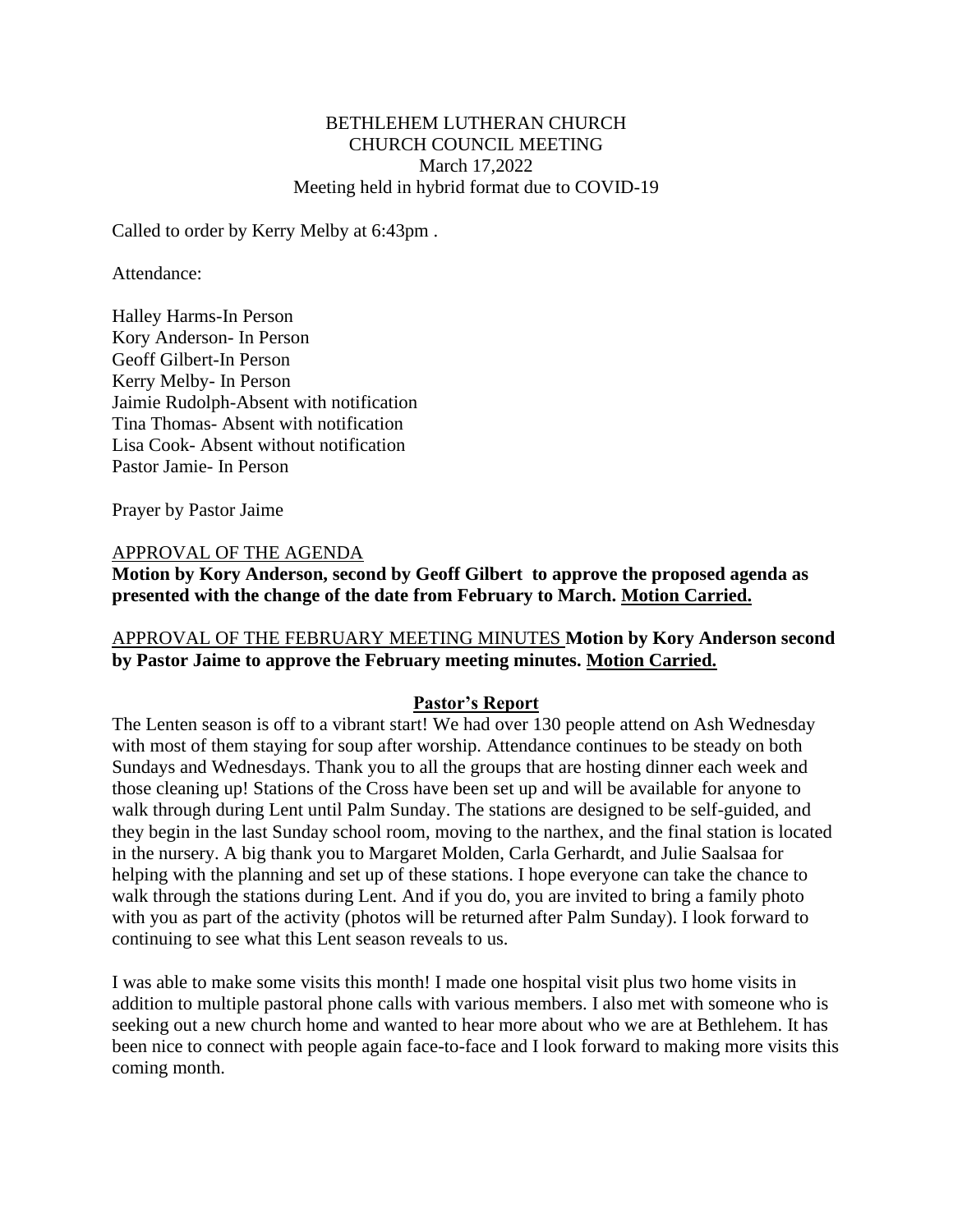BETHLEHEM LUTHERAN CHURCH
CHURCH COUNCIL MEETING
March 17,2022
Meeting held in hybrid format due to COVID-19

Called to order by Kerry Melby at 6:43pm .

Attendance:

Halley Harms-In Person
Kory Anderson- In Person
Geoff Gilbert-In Person
Kerry Melby- In Person
Jaimie Rudolph-Absent with notification
Tina Thomas- Absent with notification
Lisa Cook- Absent without notification
Pastor Jamie- In Person

Prayer by Pastor Jaime

APPROVAL OF THE AGENDA

**Motion by Kory Anderson, second by Geoff Gilbert to approve the proposed agenda as presented with the change of the date from February to March. Motion Carried.**

APPROVAL OF THE FEBRUARY MEETING MINUTES **Motion by Kory Anderson second by Pastor Jaime to approve the February meeting minutes. Motion Carried.**

## Pastor's Report

The Lenten season is off to a vibrant start! We had over 130 people attend on Ash Wednesday with most of them staying for soup after worship. Attendance continues to be steady on both Sundays and Wednesdays. Thank you to all the groups that are hosting dinner each week and those cleaning up! Stations of the Cross have been set up and will be available for anyone to walk through during Lent until Palm Sunday. The stations are designed to be self-guided, and they begin in the last Sunday school room, moving to the narthex, and the final station is located in the nursery. A big thank you to Margaret Molden, Carla Gerhardt, and Julie Saalsaa for helping with the planning and set up of these stations. I hope everyone can take the chance to walk through the stations during Lent. And if you do, you are invited to bring a family photo with you as part of the activity (photos will be returned after Palm Sunday). I look forward to continuing to see what this Lent season reveals to us.

I was able to make some visits this month! I made one hospital visit plus two home visits in addition to multiple pastoral phone calls with various members. I also met with someone who is seeking out a new church home and wanted to hear more about who we are at Bethlehem. It has been nice to connect with people again face-to-face and I look forward to making more visits this coming month.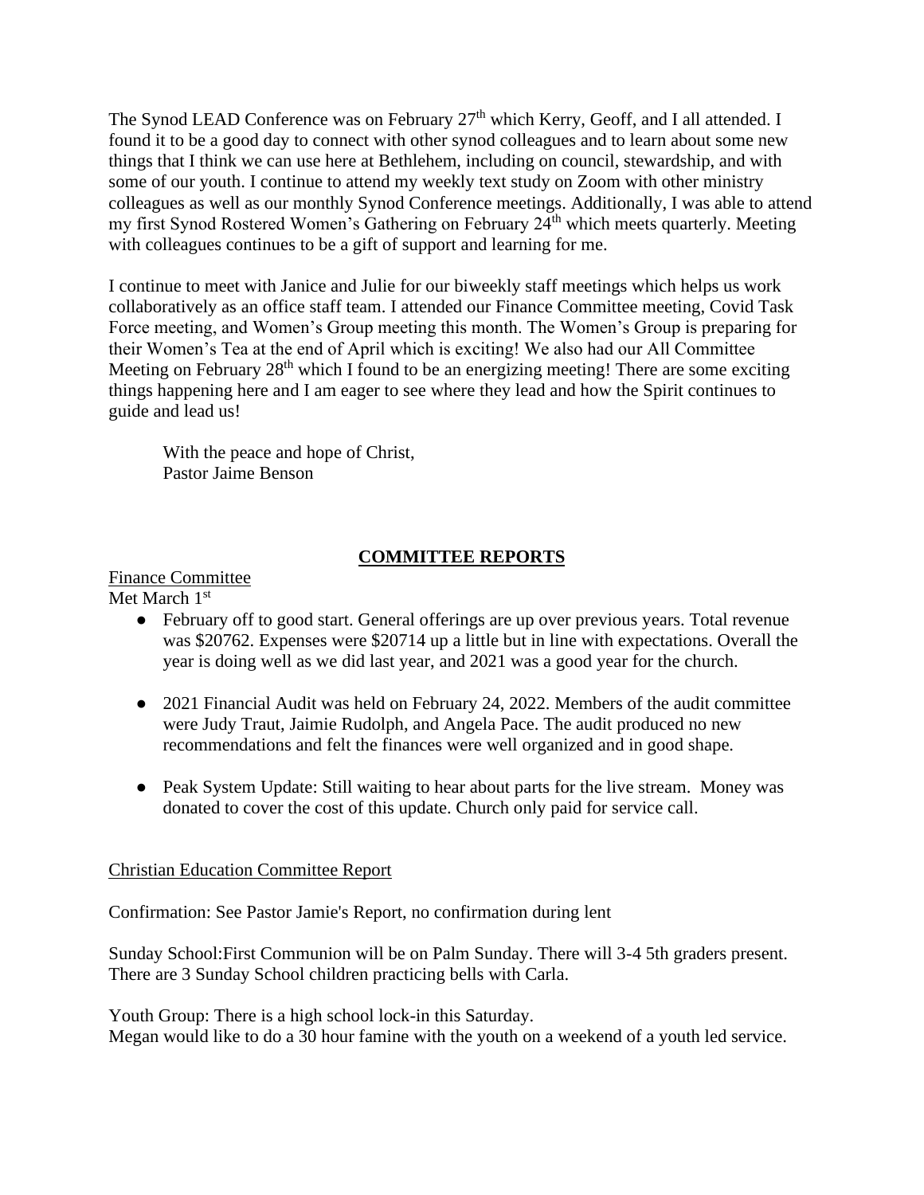The Synod LEAD Conference was on February 27th which Kerry, Geoff, and I all attended. I found it to be a good day to connect with other synod colleagues and to learn about some new things that I think we can use here at Bethlehem, including on council, stewardship, and with some of our youth. I continue to attend my weekly text study on Zoom with other ministry colleagues as well as our monthly Synod Conference meetings. Additionally, I was able to attend my first Synod Rostered Women's Gathering on February 24th which meets quarterly. Meeting with colleagues continues to be a gift of support and learning for me.

I continue to meet with Janice and Julie for our biweekly staff meetings which helps us work collaboratively as an office staff team. I attended our Finance Committee meeting, Covid Task Force meeting, and Women's Group meeting this month. The Women's Group is preparing for their Women's Tea at the end of April which is exciting! We also had our All Committee Meeting on February 28th which I found to be an energizing meeting! There are some exciting things happening here and I am eager to see where they lead and how the Spirit continues to guide and lead us!

With the peace and hope of Christ,
Pastor Jaime Benson

## COMMITTEE REPORTS

Finance Committee

Met March 1st

- February off to good start. General offerings are up over previous years. Total revenue was $20762. Expenses were $20714 up a little but in line with expectations. Overall the year is doing well as we did last year, and 2021 was a good year for the church.
- 2021 Financial Audit was held on February 24, 2022. Members of the audit committee were Judy Traut, Jaimie Rudolph, and Angela Pace. The audit produced no new recommendations and felt the finances were well organized and in good shape.
- Peak System Update: Still waiting to hear about parts for the live stream. Money was donated to cover the cost of this update. Church only paid for service call.

Christian Education Committee Report

Confirmation: See Pastor Jamie's Report, no confirmation during lent

Sunday School:First Communion will be on Palm Sunday. There will 3-4 5th graders present. There are 3 Sunday School children practicing bells with Carla.

Youth Group: There is a high school lock-in this Saturday.
Megan would like to do a 30 hour famine with the youth on a weekend of a youth led service.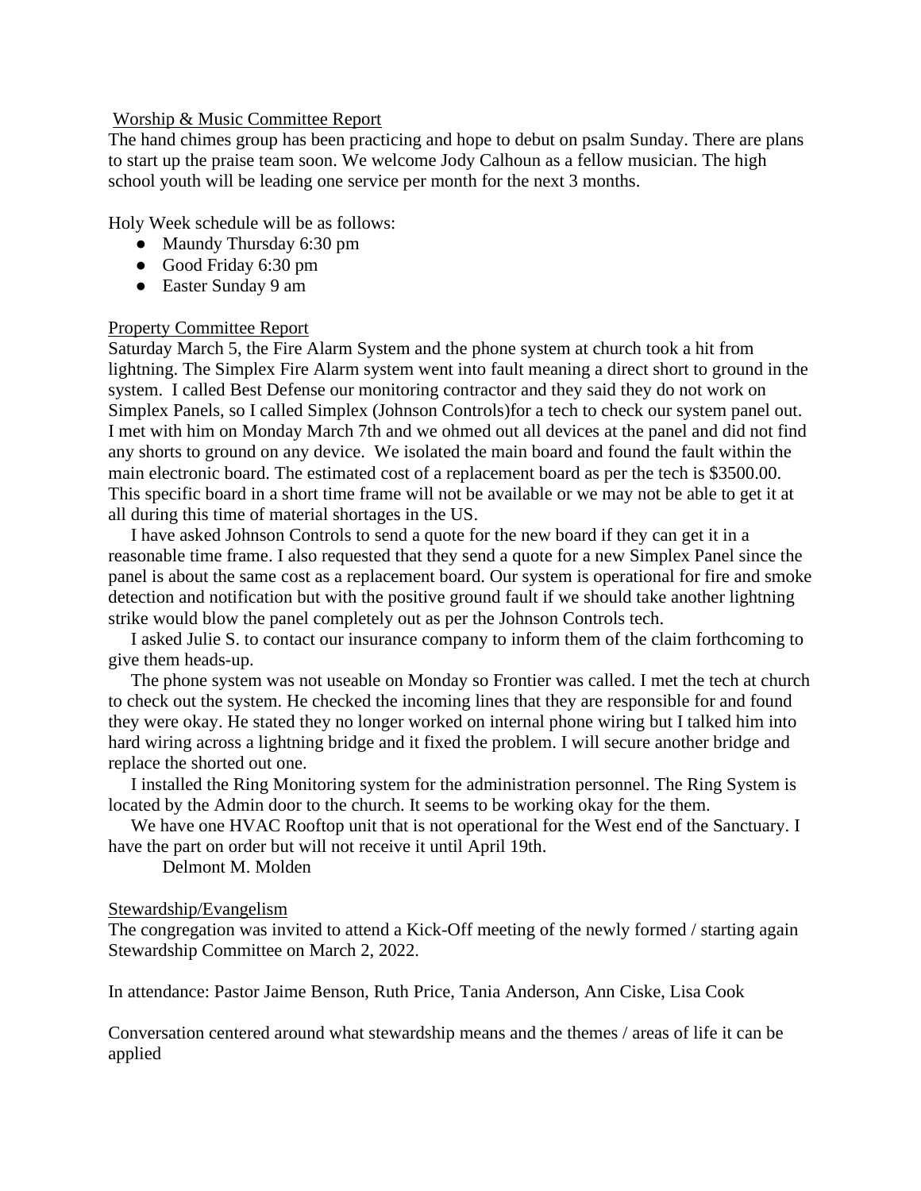<u>Worship & Music Committee Report</u>

The hand chimes group has been practicing and hope to debut on psalm Sunday. There are plans to start up the praise team soon. We welcome Jody Calhoun as a fellow musician. The high school youth will be leading one service per month for the next 3 months.

Holy Week schedule will be as follows:

- Maundy Thursday 6:30 pm
- Good Friday 6:30 pm
- Easter Sunday 9 am

<u>Property Committee Report</u>

Saturday March 5, the Fire Alarm System and the phone system at church took a hit from lightning. The Simplex Fire Alarm system went into fault meaning a direct short to ground in the system. I called Best Defense our monitoring contractor and they said they do not work on Simplex Panels, so I called Simplex (Johnson Controls)for a tech to check our system panel out. I met with him on Monday March 7th and we ohmed out all devices at the panel and did not find any shorts to ground on any device. We isolated the main board and found the fault within the main electronic board. The estimated cost of a replacement board as per the tech is $3500.00. This specific board in a short time frame will not be available or we may not be able to get it at all during this time of material shortages in the US.

I have asked Johnson Controls to send a quote for the new board if they can get it in a reasonable time frame. I also requested that they send a quote for a new Simplex Panel since the panel is about the same cost as a replacement board. Our system is operational for fire and smoke detection and notification but with the positive ground fault if we should take another lightning strike would blow the panel completely out as per the Johnson Controls tech.

I asked Julie S. to contact our insurance company to inform them of the claim forthcoming to give them heads-up.

The phone system was not useable on Monday so Frontier was called. I met the tech at church to check out the system. He checked the incoming lines that they are responsible for and found they were okay. He stated they no longer worked on internal phone wiring but I talked him into hard wiring across a lightning bridge and it fixed the problem. I will secure another bridge and replace the shorted out one.

I installed the Ring Monitoring system for the administration personnel. The Ring System is located by the Admin door to the church. It seems to be working okay for the them.

We have one HVAC Rooftop unit that is not operational for the West end of the Sanctuary. I have the part on order but will not receive it until April 19th.

Delmont M. Molden

<u>Stewardship/Evangelism</u>

The congregation was invited to attend a Kick-Off meeting of the newly formed / starting again Stewardship Committee on March 2, 2022.

In attendance: Pastor Jaime Benson, Ruth Price, Tania Anderson, Ann Ciske, Lisa Cook

Conversation centered around what stewardship means and the themes / areas of life it can be applied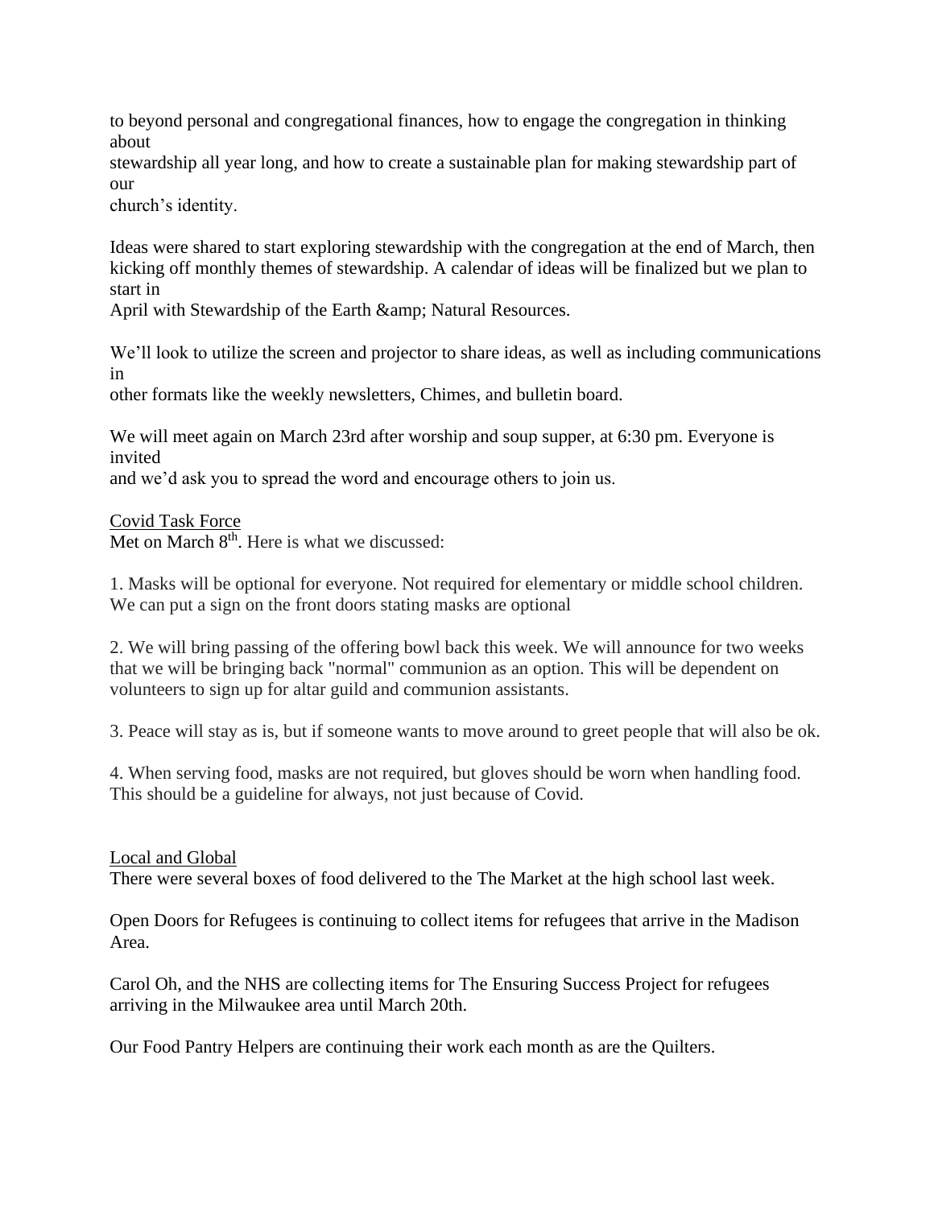to beyond personal and congregational finances, how to engage the congregation in thinking about stewardship all year long, and how to create a sustainable plan for making stewardship part of our church's identity.

Ideas were shared to start exploring stewardship with the congregation at the end of March, then kicking off monthly themes of stewardship. A calendar of ideas will be finalized but we plan to start in April with Stewardship of the Earth &amp; Natural Resources.

We'll look to utilize the screen and projector to share ideas, as well as including communications in other formats like the weekly newsletters, Chimes, and bulletin board.

We will meet again on March 23rd after worship and soup supper, at 6:30 pm. Everyone is invited and we'd ask you to spread the word and encourage others to join us.

<u>Covid Task Force</u>

Met on March 8th. Here is what we discussed:

1. Masks will be optional for everyone. Not required for elementary or middle school children. We can put a sign on the front doors stating masks are optional

2. We will bring passing of the offering bowl back this week. We will announce for two weeks that we will be bringing back "normal" communion as an option. This will be dependent on volunteers to sign up for altar guild and communion assistants.

3. Peace will stay as is, but if someone wants to move around to greet people that will also be ok.

4. When serving food, masks are not required, but gloves should be worn when handling food. This should be a guideline for always, not just because of Covid.

<u>Local and Global</u>

There were several boxes of food delivered to the The Market at the high school last week.

Open Doors for Refugees is continuing to collect items for refugees that arrive in the Madison Area.

Carol Oh, and the NHS are collecting items for The Ensuring Success Project for refugees arriving in the Milwaukee area until March 20th.

Our Food Pantry Helpers are continuing their work each month as are the Quilters.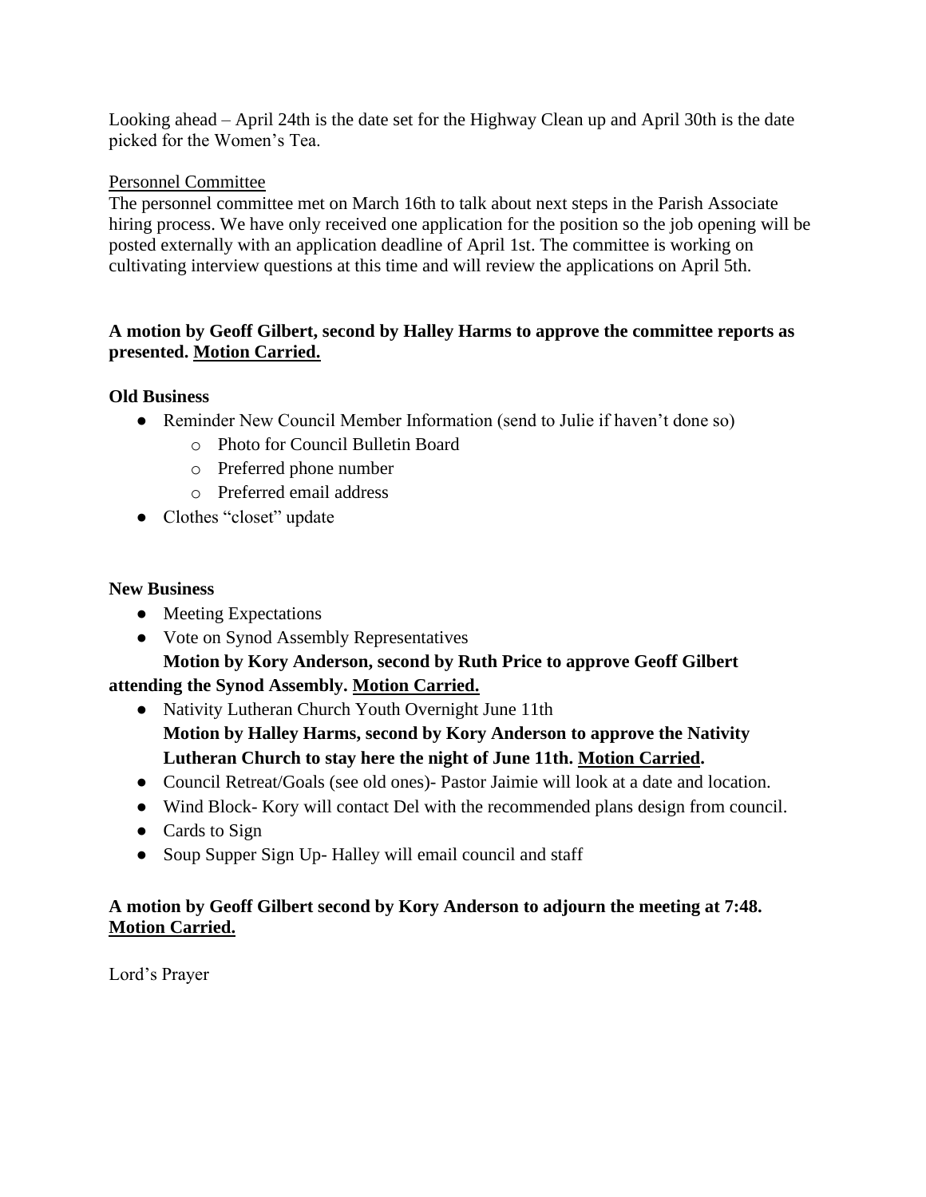Looking ahead – April 24th is the date set for the Highway Clean up and April 30th is the date picked for the Women's Tea.

<u>Personnel Committee</u>

The personnel committee met on March 16th to talk about next steps in the Parish Associate hiring process. We have only received one application for the position so the job opening will be posted externally with an application deadline of April 1st. The committee is working on cultivating interview questions at this time and will review the applications on April 5th.

**A motion by Geoff Gilbert, second by Halley Harms to approve the committee reports as presented. <u>Motion Carried.</u>**

**Old Business**

- Reminder New Council Member Information (send to Julie if haven't done so)
    - Photo for Council Bulletin Board
    - Preferred phone number
    - Preferred email address
- Clothes "closet" update

**New Business**

- Meeting Expectations
- Vote on Synod Assembly Representatives

  **Motion by Kory Anderson, second by Ruth Price to approve Geoff Gilbert attending the Synod Assembly. <u>Motion Carried.</u>**
- Nativity Lutheran Church Youth Overnight June 11th

  **Motion by Halley Harms, second by Kory Anderson to approve the Nativity Lutheran Church to stay here the night of June 11th. <u>Motion Carried</u>.**
- Council Retreat/Goals (see old ones)- Pastor Jaimie will look at a date and location.
- Wind Block- Kory will contact Del with the recommended plans design from council.
- Cards to Sign
- Soup Supper Sign Up- Halley will email council and staff

**A motion by Geoff Gilbert second by Kory Anderson to adjourn the meeting at 7:48. <u>Motion Carried.</u>**

Lord's Prayer